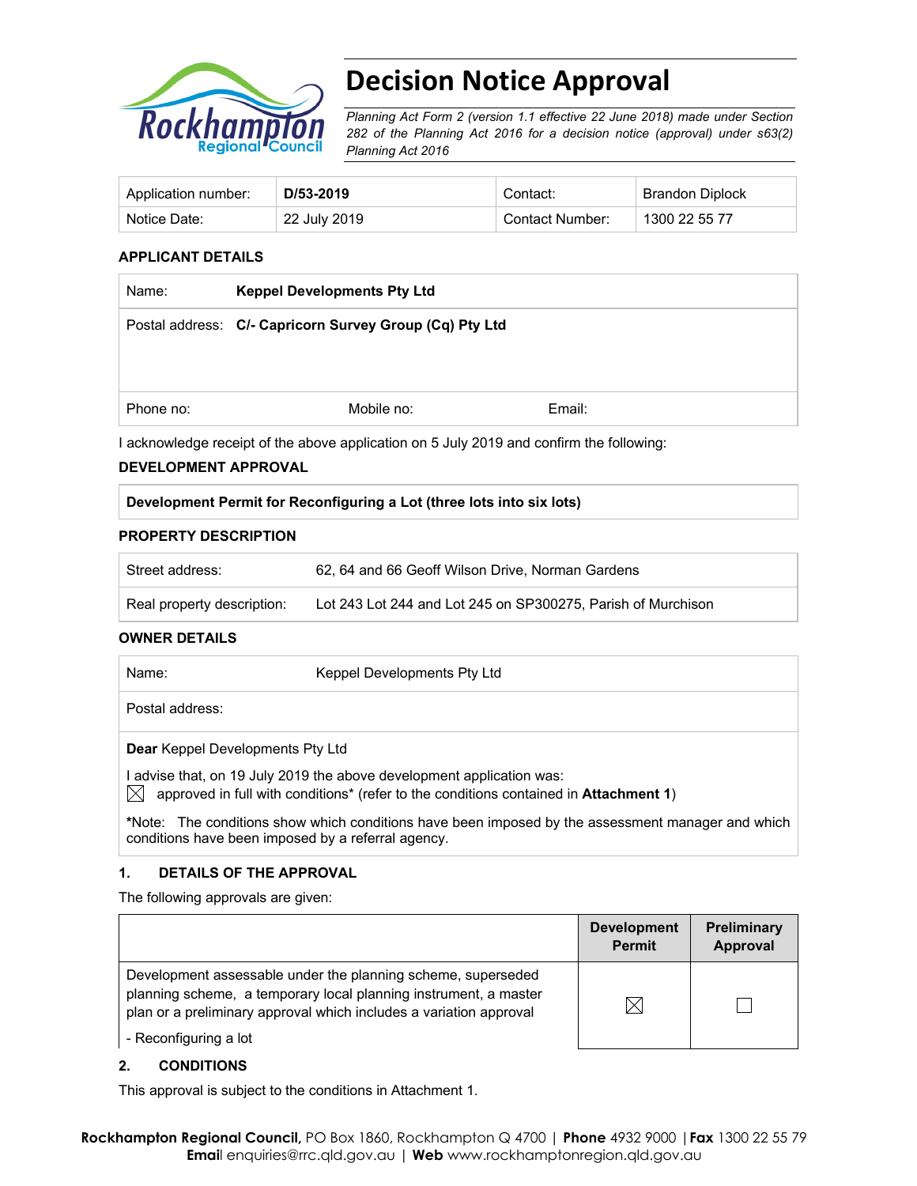# Decision Notice Approval

*Planning Act Form 2 (version 1.1 effective 22 June 2018) made under Section 282 of the Planning Act 2016 for a decision notice (approval) under s63(2) Planning Act 2016*

| Application number: | **D/53-2019** | Contact: | Brandon Diplock |
|---|---|---|---|
| Notice Date: | 22 July 2019 | Contact Number: | 1300 22 55 77 |

### APPLICANT DETAILS

| Name: | **Keppel Developments Pty Ltd** | |
|---|---|---|
| Postal address: | **C/- Capricorn Survey Group (Cq) Pty Ltd** | |
| Phone no: | Mobile no: | Email: |

I acknowledge receipt of the above application on 5 July 2019 and confirm the following:

### DEVELOPMENT APPROVAL

| **Development Permit for Reconfiguring a Lot (three lots into six lots)** |
|---|

### PROPERTY DESCRIPTION

| Street address: | 62, 64 and 66 Geoff Wilson Drive, Norman Gardens |
|---|---|
| Real property description: | Lot 243 Lot 244 and Lot 245 on SP300275, Parish of Murchison |

### OWNER DETAILS

| Name: | Keppel Developments Pty Ltd |
|---|---|
| Postal address: | |

**Dear** Keppel Developments Pty Ltd

I advise that, on 19 July 2019 the above development application was:

☒ approved in full with conditions* (refer to the conditions contained in **Attachment 1**)

*Note: The conditions show which conditions have been imposed by the assessment manager and which conditions have been imposed by a referral agency.

### 1. DETAILS OF THE APPROVAL

The following approvals are given:

| | **Development Permit** | **Preliminary Approval** |
|---|---|---|
| Development assessable under the planning scheme, superseded planning scheme, a temporary local planning instrument, a master plan or a preliminary approval which includes a variation approval<br>- Reconfiguring a lot | ☒ | ☐ |

### 2. CONDITIONS

This approval is subject to the conditions in Attachment 1.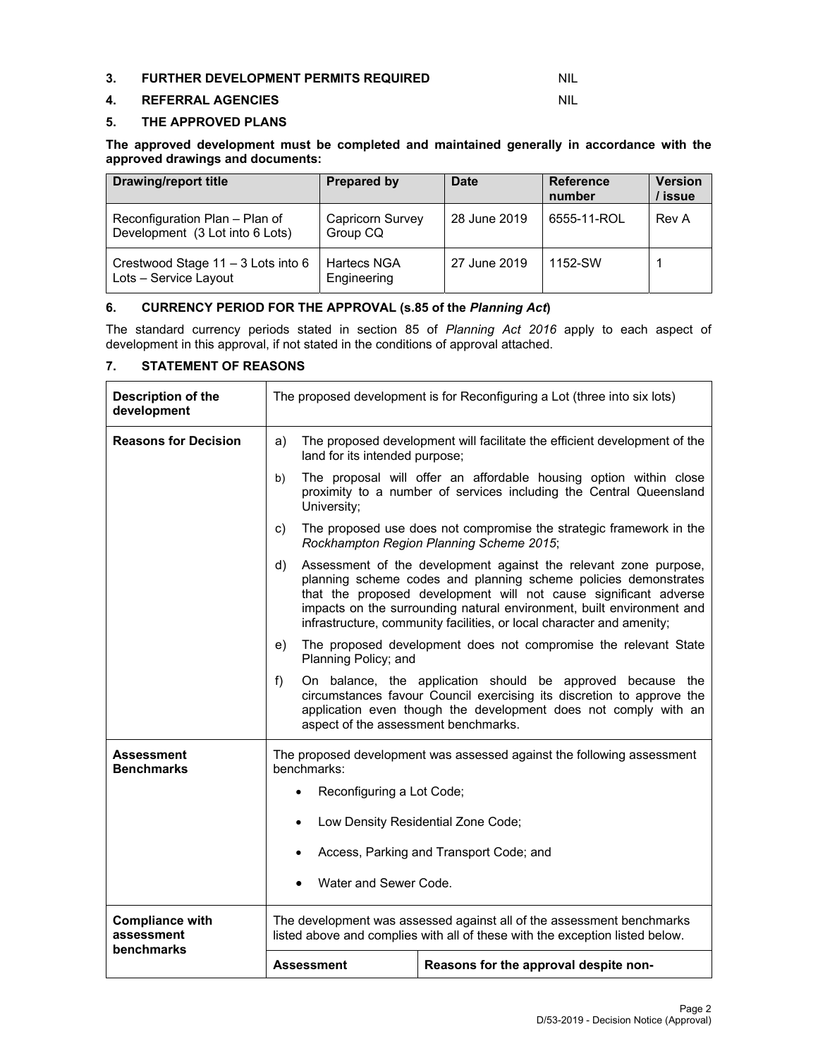**3. FURTHER DEVELOPMENT PERMITS REQUIRED** NIL

**4. REFERRAL AGENCIES** NIL

**5. THE APPROVED PLANS**

**The approved development must be completed and maintained generally in accordance with the approved drawings and documents:**

| Drawing/report title | Prepared by | Date | Reference number | Version / issue |
|---|---|---|---|---|
| Reconfiguration Plan – Plan of Development (3 Lot into 6 Lots) | Capricorn Survey Group CQ | 28 June 2019 | 6555-11-ROL | Rev A |
| Crestwood Stage 11 – 3 Lots into 6 Lots – Service Layout | Hartecs NGA Engineering | 27 June 2019 | 1152-SW | 1 |

**6. CURRENCY PERIOD FOR THE APPROVAL (s.85 of the *Planning Act*)**

The standard currency periods stated in section 85 of *Planning Act 2016* apply to each aspect of development in this approval, if not stated in the conditions of approval attached.

**7. STATEMENT OF REASONS**

| **Description of the development** | The proposed development is for Reconfiguring a Lot (three into six lots) | |
|---|---|---|
| **Reasons for Decision** | a) The proposed development will facilitate the efficient development of the land for its intended purpose;<br>b) The proposal will offer an affordable housing option within close proximity to a number of services including the Central Queensland University;<br>c) The proposed use does not compromise the strategic framework in the *Rockhampton Region Planning Scheme 2015*;<br>d) Assessment of the development against the relevant zone purpose, planning scheme codes and planning scheme policies demonstrates that the proposed development will not cause significant adverse impacts on the surrounding natural environment, built environment and infrastructure, community facilities, or local character and amenity;<br>e) The proposed development does not compromise the relevant State Planning Policy; and<br>f) On balance, the application should be approved because the circumstances favour Council exercising its discretion to approve the application even though the development does not comply with an aspect of the assessment benchmarks. | |
| **Assessment Benchmarks** | The proposed development was assessed against the following assessment benchmarks:<br>• Reconfiguring a Lot Code;<br>• Low Density Residential Zone Code;<br>• Access, Parking and Transport Code; and<br>• Water and Sewer Code. | |
| **Compliance with assessment benchmarks** | The development was assessed against all of the assessment benchmarks listed above and complies with all of these with the exception listed below. | |
| | **Assessment** | **Reasons for the approval despite non-** |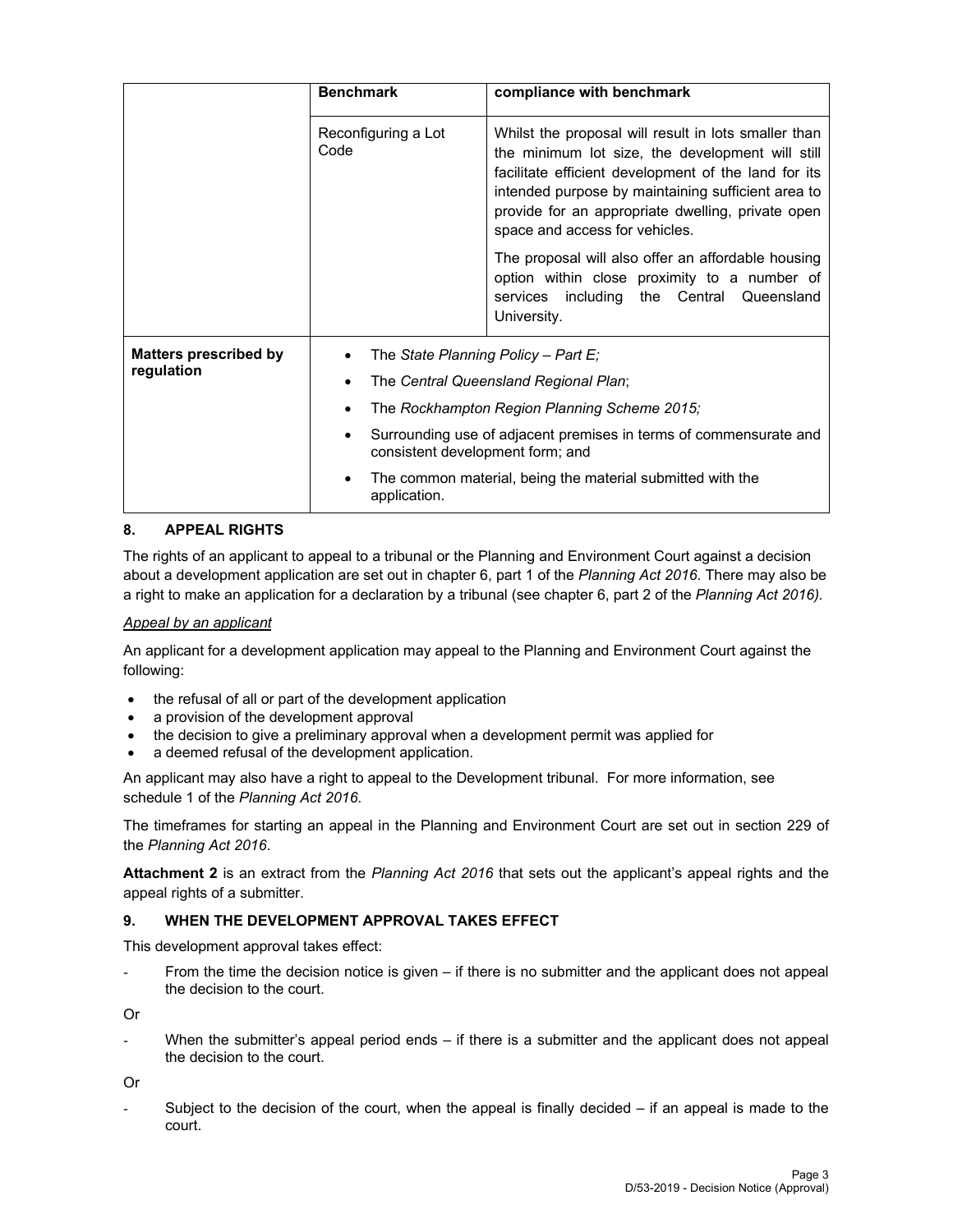| | Benchmark | compliance with benchmark |
|---|---|---|
| | Reconfiguring a Lot Code | Whilst the proposal will result in lots smaller than the minimum lot size, the development will still facilitate efficient development of the land for its intended purpose by maintaining sufficient area to provide for an appropriate dwelling, private open space and access for vehicles.<br><br>The proposal will also offer an affordable housing option within close proximity to a number of services including the Central Queensland University. |
| **Matters prescribed by regulation** | • The *State Planning Policy – Part E;*<br>• The *Central Queensland Regional Plan*;<br>• The *Rockhampton Region Planning Scheme 2015;*<br>• Surrounding use of adjacent premises in terms of commensurate and consistent development form; and<br>• The common material, being the material submitted with the application. | |

## 8. APPEAL RIGHTS

The rights of an applicant to appeal to a tribunal or the Planning and Environment Court against a decision about a development application are set out in chapter 6, part 1 of the *Planning Act 2016*. There may also be a right to make an application for a declaration by a tribunal (see chapter 6, part 2 of the *Planning Act 2016).*

*Appeal by an applicant*

An applicant for a development application may appeal to the Planning and Environment Court against the following:

- the refusal of all or part of the development application
- a provision of the development approval
- the decision to give a preliminary approval when a development permit was applied for
- a deemed refusal of the development application.

An applicant may also have a right to appeal to the Development tribunal. For more information, see schedule 1 of the *Planning Act 2016*.

The timeframes for starting an appeal in the Planning and Environment Court are set out in section 229 of the *Planning Act 2016*.

**Attachment 2** is an extract from the *Planning Act 2016* that sets out the applicant's appeal rights and the appeal rights of a submitter.

## 9. WHEN THE DEVELOPMENT APPROVAL TAKES EFFECT

This development approval takes effect:

- From the time the decision notice is given – if there is no submitter and the applicant does not appeal the decision to the court.

Or

- When the submitter's appeal period ends – if there is a submitter and the applicant does not appeal the decision to the court.

Or

- Subject to the decision of the court, when the appeal is finally decided – if an appeal is made to the court.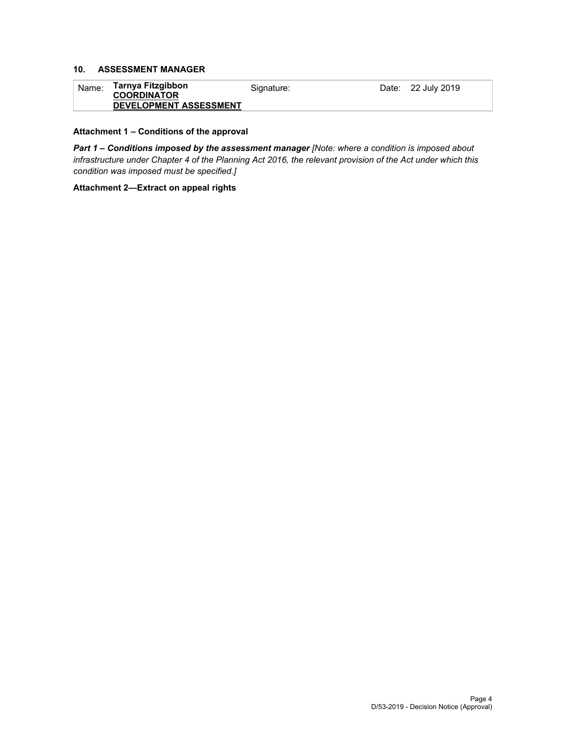## 10. ASSESSMENT MANAGER

| Name: | **Tarnya Fitzgibbon**<br>**COORDINATOR**<br>**DEVELOPMENT ASSESSMENT** | Signature: | Date: 22 July 2019 |
|---|---|---|---|

**Attachment 1 – Conditions of the approval**

***Part 1 – Conditions imposed by the assessment manager*** *[Note: where a condition is imposed about infrastructure under Chapter 4 of the Planning Act 2016, the relevant provision of the Act under which this condition was imposed must be specified.]*

**Attachment 2—Extract on appeal rights**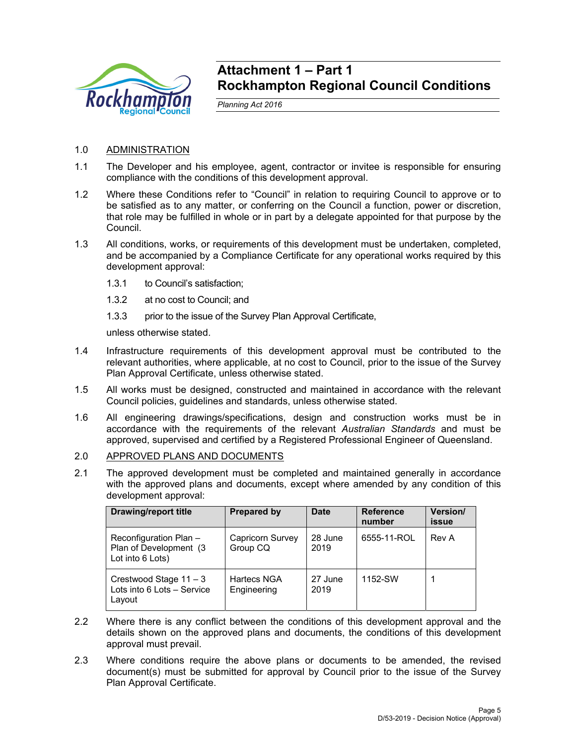# Attachment 1 – Part 1
# Rockhampton Regional Council Conditions

*Planning Act 2016*

1.0 ADMINISTRATION

1.1 The Developer and his employee, agent, contractor or invitee is responsible for ensuring compliance with the conditions of this development approval.

1.2 Where these Conditions refer to "Council" in relation to requiring Council to approve or to be satisfied as to any matter, or conferring on the Council a function, power or discretion, that role may be fulfilled in whole or in part by a delegate appointed for that purpose by the Council.

1.3 All conditions, works, or requirements of this development must be undertaken, completed, and be accompanied by a Compliance Certificate for any operational works required by this development approval:

1.3.1 to Council's satisfaction;

1.3.2 at no cost to Council; and

1.3.3 prior to the issue of the Survey Plan Approval Certificate,

unless otherwise stated.

1.4 Infrastructure requirements of this development approval must be contributed to the relevant authorities, where applicable, at no cost to Council, prior to the issue of the Survey Plan Approval Certificate, unless otherwise stated.

1.5 All works must be designed, constructed and maintained in accordance with the relevant Council policies, guidelines and standards, unless otherwise stated.

1.6 All engineering drawings/specifications, design and construction works must be in accordance with the requirements of the relevant *Australian Standards* and must be approved, supervised and certified by a Registered Professional Engineer of Queensland.

2.0 APPROVED PLANS AND DOCUMENTS

2.1 The approved development must be completed and maintained generally in accordance with the approved plans and documents, except where amended by any condition of this development approval:

| Drawing/report title | Prepared by | Date | Reference number | Version/ issue |
|---|---|---|---|---|
| Reconfiguration Plan – Plan of Development (3 Lot into 6 Lots) | Capricorn Survey Group CQ | 28 June 2019 | 6555-11-ROL | Rev A |
| Crestwood Stage 11 – 3 Lots into 6 Lots – Service Layout | Hartecs NGA Engineering | 27 June 2019 | 1152-SW | 1 |

2.2 Where there is any conflict between the conditions of this development approval and the details shown on the approved plans and documents, the conditions of this development approval must prevail.

2.3 Where conditions require the above plans or documents to be amended, the revised document(s) must be submitted for approval by Council prior to the issue of the Survey Plan Approval Certificate.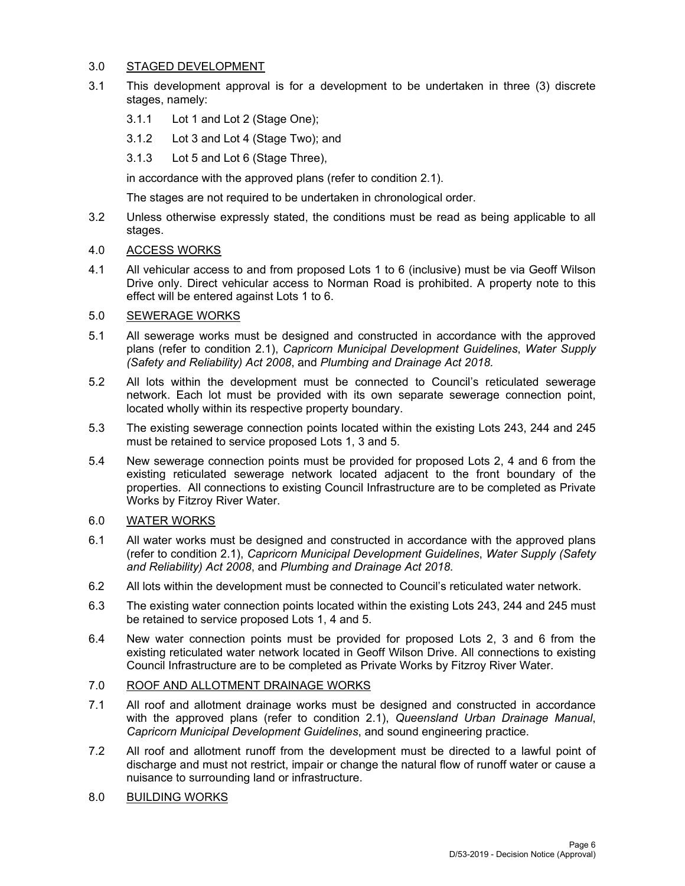## 3.0 STAGED DEVELOPMENT

3.1 This development approval is for a development to be undertaken in three (3) discrete stages, namely:

3.1.1 Lot 1 and Lot 2 (Stage One);

3.1.2 Lot 3 and Lot 4 (Stage Two); and

3.1.3 Lot 5 and Lot 6 (Stage Three),

in accordance with the approved plans (refer to condition 2.1).

The stages are not required to be undertaken in chronological order.

3.2 Unless otherwise expressly stated, the conditions must be read as being applicable to all stages.

## 4.0 ACCESS WORKS

4.1 All vehicular access to and from proposed Lots 1 to 6 (inclusive) must be via Geoff Wilson Drive only. Direct vehicular access to Norman Road is prohibited. A property note to this effect will be entered against Lots 1 to 6.

## 5.0 SEWERAGE WORKS

5.1 All sewerage works must be designed and constructed in accordance with the approved plans (refer to condition 2.1), *Capricorn Municipal Development Guidelines*, *Water Supply (Safety and Reliability) Act 2008*, and *Plumbing and Drainage Act 2018.*

5.2 All lots within the development must be connected to Council's reticulated sewerage network. Each lot must be provided with its own separate sewerage connection point, located wholly within its respective property boundary.

5.3 The existing sewerage connection points located within the existing Lots 243, 244 and 245 must be retained to service proposed Lots 1, 3 and 5.

5.4 New sewerage connection points must be provided for proposed Lots 2, 4 and 6 from the existing reticulated sewerage network located adjacent to the front boundary of the properties. All connections to existing Council Infrastructure are to be completed as Private Works by Fitzroy River Water.

## 6.0 WATER WORKS

6.1 All water works must be designed and constructed in accordance with the approved plans (refer to condition 2.1), *Capricorn Municipal Development Guidelines*, *Water Supply (Safety and Reliability) Act 2008*, and *Plumbing and Drainage Act 2018.*

6.2 All lots within the development must be connected to Council's reticulated water network.

6.3 The existing water connection points located within the existing Lots 243, 244 and 245 must be retained to service proposed Lots 1, 4 and 5.

6.4 New water connection points must be provided for proposed Lots 2, 3 and 6 from the existing reticulated water network located in Geoff Wilson Drive. All connections to existing Council Infrastructure are to be completed as Private Works by Fitzroy River Water.

## 7.0 ROOF AND ALLOTMENT DRAINAGE WORKS

7.1 All roof and allotment drainage works must be designed and constructed in accordance with the approved plans (refer to condition 2.1), *Queensland Urban Drainage Manual*, *Capricorn Municipal Development Guidelines*, and sound engineering practice.

7.2 All roof and allotment runoff from the development must be directed to a lawful point of discharge and must not restrict, impair or change the natural flow of runoff water or cause a nuisance to surrounding land or infrastructure.

## 8.0 BUILDING WORKS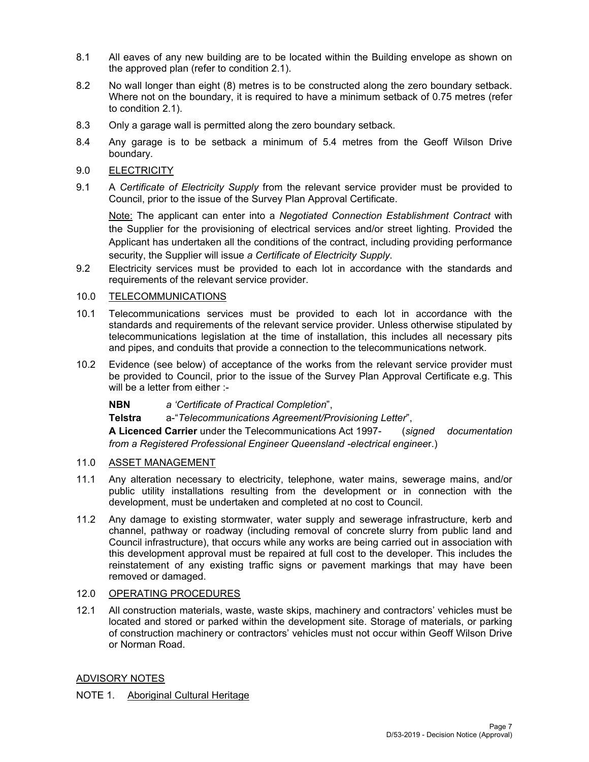8.1 All eaves of any new building are to be located within the Building envelope as shown on the approved plan (refer to condition 2.1).

8.2 No wall longer than eight (8) metres is to be constructed along the zero boundary setback. Where not on the boundary, it is required to have a minimum setback of 0.75 metres (refer to condition 2.1).

8.3 Only a garage wall is permitted along the zero boundary setback.

8.4 Any garage is to be setback a minimum of 5.4 metres from the Geoff Wilson Drive boundary.

9.0 <u>ELECTRICITY</u>

9.1 A *Certificate of Electricity Supply* from the relevant service provider must be provided to Council, prior to the issue of the Survey Plan Approval Certificate.

<u>Note:</u> The applicant can enter into a *Negotiated Connection Establishment Contract* with the Supplier for the provisioning of electrical services and/or street lighting. Provided the Applicant has undertaken all the conditions of the contract, including providing performance security, the Supplier will issue *a Certificate of Electricity Supply*.

9.2 Electricity services must be provided to each lot in accordance with the standards and requirements of the relevant service provider.

10.0 <u>TELECOMMUNICATIONS</u>

10.1 Telecommunications services must be provided to each lot in accordance with the standards and requirements of the relevant service provider. Unless otherwise stipulated by telecommunications legislation at the time of installation, this includes all necessary pits and pipes, and conduits that provide a connection to the telecommunications network.

10.2 Evidence (see below) of acceptance of the works from the relevant service provider must be provided to Council, prior to the issue of the Survey Plan Approval Certificate e.g. This will be a letter from either :-

**NBN** *a 'Certificate of Practical Completion*",

**Telstra** a-"*Telecommunications Agreement/Provisioning Letter*",

**A Licenced Carrier** under the Telecommunications Act 1997- (*signed documentation from a Registered Professional Engineer Queensland -electrical enginee*r.)

11.0 <u>ASSET MANAGEMENT</u>

11.1 Any alteration necessary to electricity, telephone, water mains, sewerage mains, and/or public utility installations resulting from the development or in connection with the development, must be undertaken and completed at no cost to Council.

11.2 Any damage to existing stormwater, water supply and sewerage infrastructure, kerb and channel, pathway or roadway (including removal of concrete slurry from public land and Council infrastructure), that occurs while any works are being carried out in association with this development approval must be repaired at full cost to the developer. This includes the reinstatement of any existing traffic signs or pavement markings that may have been removed or damaged.

12.0 <u>OPERATING PROCEDURES</u>

12.1 All construction materials, waste, waste skips, machinery and contractors' vehicles must be located and stored or parked within the development site. Storage of materials, or parking of construction machinery or contractors' vehicles must not occur within Geoff Wilson Drive or Norman Road.

<u>ADVISORY NOTES</u>

NOTE 1. <u>Aboriginal Cultural Heritage</u>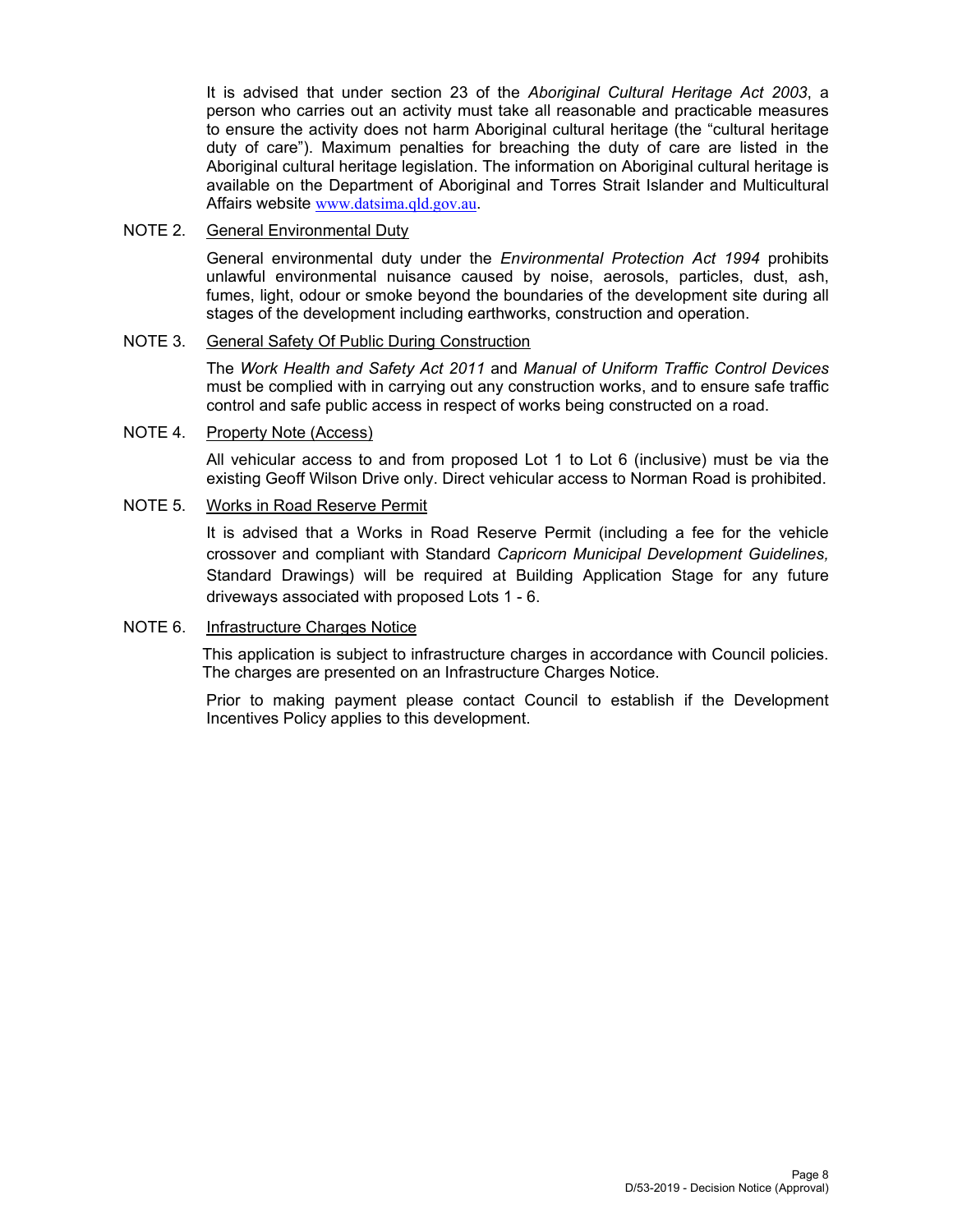It is advised that under section 23 of the *Aboriginal Cultural Heritage Act 2003*, a person who carries out an activity must take all reasonable and practicable measures to ensure the activity does not harm Aboriginal cultural heritage (the "cultural heritage duty of care"). Maximum penalties for breaching the duty of care are listed in the Aboriginal cultural heritage legislation. The information on Aboriginal cultural heritage is available on the Department of Aboriginal and Torres Strait Islander and Multicultural Affairs website www.datsima.qld.gov.au.

NOTE 2. General Environmental Duty

General environmental duty under the *Environmental Protection Act 1994* prohibits unlawful environmental nuisance caused by noise, aerosols, particles, dust, ash, fumes, light, odour or smoke beyond the boundaries of the development site during all stages of the development including earthworks, construction and operation.

NOTE 3. General Safety Of Public During Construction

The *Work Health and Safety Act 2011* and *Manual of Uniform Traffic Control Devices* must be complied with in carrying out any construction works, and to ensure safe traffic control and safe public access in respect of works being constructed on a road.

NOTE 4. Property Note (Access)

All vehicular access to and from proposed Lot 1 to Lot 6 (inclusive) must be via the existing Geoff Wilson Drive only. Direct vehicular access to Norman Road is prohibited.

NOTE 5. Works in Road Reserve Permit

It is advised that a Works in Road Reserve Permit (including a fee for the vehicle crossover and compliant with Standard *Capricorn Municipal Development Guidelines,* Standard Drawings) will be required at Building Application Stage for any future driveways associated with proposed Lots 1 - 6.

NOTE 6. Infrastructure Charges Notice

This application is subject to infrastructure charges in accordance with Council policies. The charges are presented on an Infrastructure Charges Notice.

Prior to making payment please contact Council to establish if the Development Incentives Policy applies to this development.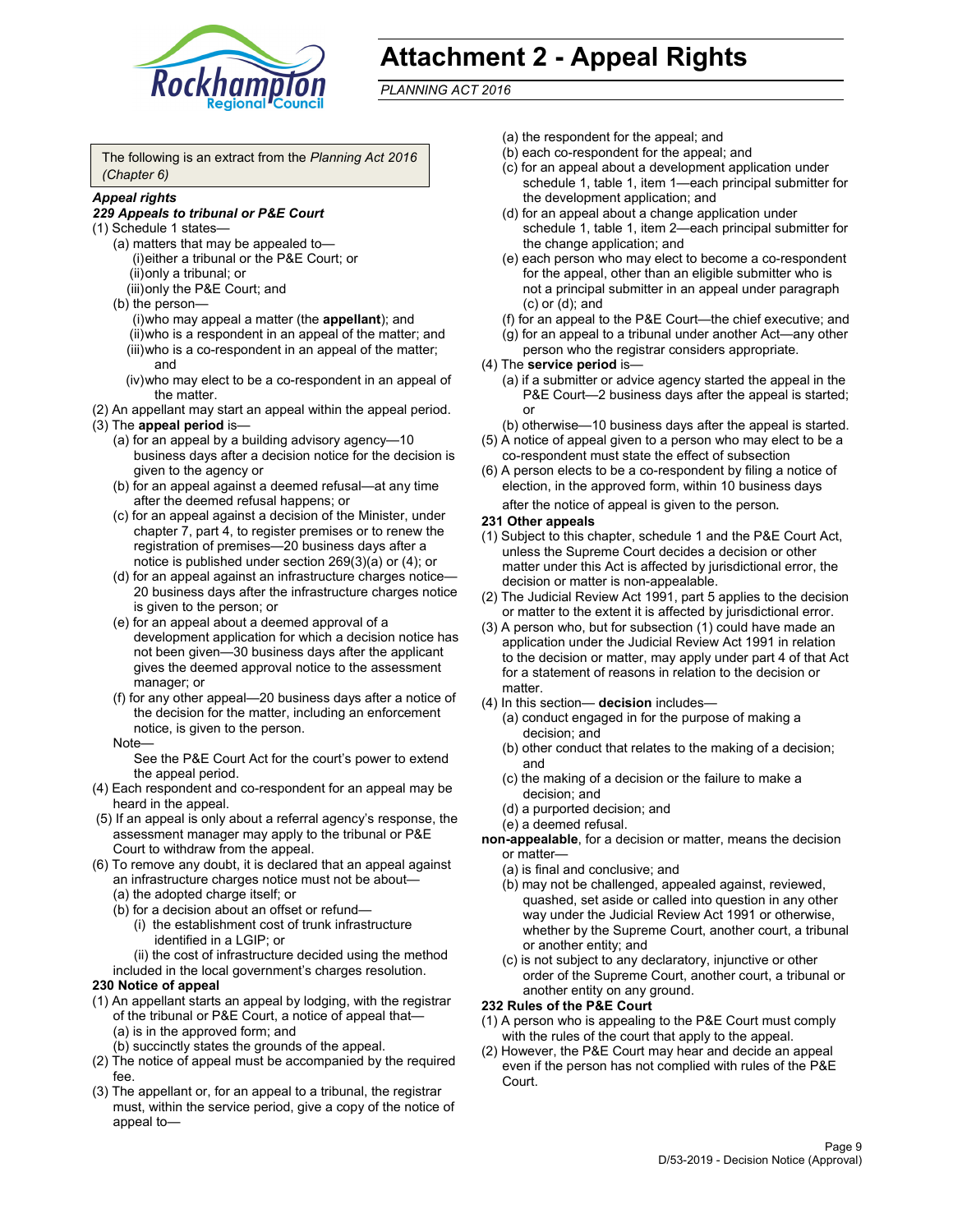# Attachment 2 - Appeal Rights

*PLANNING ACT 2016*

The following is an extract from the *Planning Act 2016 (Chapter 6)*

***Appeal rights***

***229 Appeals to tribunal or P&E Court***

(1) Schedule 1 states—

- (a) matters that may be appealed to—
  - (i) either a tribunal or the P&E Court; or
  - (ii) only a tribunal; or
  - (iii) only the P&E Court; and
- (b) the person—
  - (i) who may appeal a matter (the **appellant**); and
  - (ii) who is a respondent in an appeal of the matter; and
  - (iii) who is a co-respondent in an appeal of the matter; and
  - (iv) who may elect to be a co-respondent in an appeal of the matter.

(2) An appellant may start an appeal within the appeal period.

(3) The **appeal period** is—

- (a) for an appeal by a building advisory agency—10 business days after a decision notice for the decision is given to the agency or
- (b) for an appeal against a deemed refusal—at any time after the deemed refusal happens; or
- (c) for an appeal against a decision of the Minister, under chapter 7, part 4, to register premises or to renew the registration of premises—20 business days after a notice is published under section 269(3)(a) or (4); or
- (d) for an appeal against an infrastructure charges notice—20 business days after the infrastructure charges notice is given to the person; or
- (e) for an appeal about a deemed approval of a development application for which a decision notice has not been given—30 business days after the applicant gives the deemed approval notice to the assessment manager; or
- (f) for any other appeal—20 business days after a notice of the decision for the matter, including an enforcement notice, is given to the person.

Note—

See the P&E Court Act for the court's power to extend the appeal period.

(4) Each respondent and co-respondent for an appeal may be heard in the appeal.

(5) If an appeal is only about a referral agency's response, the assessment manager may apply to the tribunal or P&E Court to withdraw from the appeal.

(6) To remove any doubt, it is declared that an appeal against an infrastructure charges notice must not be about—

- (a) the adopted charge itself; or
- (b) for a decision about an offset or refund—
  - (i) the establishment cost of trunk infrastructure identified in a LGIP; or
  - (ii) the cost of infrastructure decided using the method included in the local government's charges resolution.

**230 Notice of appeal**

(1) An appellant starts an appeal by lodging, with the registrar of the tribunal or P&E Court, a notice of appeal that—

- (a) is in the approved form; and
- (b) succinctly states the grounds of the appeal.

(2) The notice of appeal must be accompanied by the required fee.

(3) The appellant or, for an appeal to a tribunal, the registrar must, within the service period, give a copy of the notice of appeal to—

- (a) the respondent for the appeal; and
- (b) each co-respondent for the appeal; and
- (c) for an appeal about a development application under schedule 1, table 1, item 1—each principal submitter for the development application; and
- (d) for an appeal about a change application under schedule 1, table 1, item 2—each principal submitter for the change application; and
- (e) each person who may elect to become a co-respondent for the appeal, other than an eligible submitter who is not a principal submitter in an appeal under paragraph (c) or (d); and
- (f) for an appeal to the P&E Court—the chief executive; and
- (g) for an appeal to a tribunal under another Act—any other person who the registrar considers appropriate.

(4) The **service period** is—

- (a) if a submitter or advice agency started the appeal in the P&E Court—2 business days after the appeal is started; or
- (b) otherwise—10 business days after the appeal is started.

(5) A notice of appeal given to a person who may elect to be a co-respondent must state the effect of subsection

(6) A person elects to be a co-respondent by filing a notice of election, in the approved form, within 10 business days after the notice of appeal is given to the person.

**231 Other appeals**

(1) Subject to this chapter, schedule 1 and the P&E Court Act, unless the Supreme Court decides a decision or other matter under this Act is affected by jurisdictional error, the decision or matter is non-appealable.

(2) The Judicial Review Act 1991, part 5 applies to the decision or matter to the extent it is affected by jurisdictional error.

(3) A person who, but for subsection (1) could have made an application under the Judicial Review Act 1991 in relation to the decision or matter, may apply under part 4 of that Act for a statement of reasons in relation to the decision or matter.

(4) In this section— **decision** includes—

- (a) conduct engaged in for the purpose of making a decision; and
- (b) other conduct that relates to the making of a decision; and
- (c) the making of a decision or the failure to make a decision; and
- (d) a purported decision; and
- (e) a deemed refusal.

**non-appealable**, for a decision or matter, means the decision or matter—

- (a) is final and conclusive; and
- (b) may not be challenged, appealed against, reviewed, quashed, set aside or called into question in any other way under the Judicial Review Act 1991 or otherwise, whether by the Supreme Court, another court, a tribunal or another entity; and
- (c) is not subject to any declaratory, injunctive or other order of the Supreme Court, another court, a tribunal or another entity on any ground.

**232 Rules of the P&E Court**

(1) A person who is appealing to the P&E Court must comply with the rules of the court that apply to the appeal.

(2) However, the P&E Court may hear and decide an appeal even if the person has not complied with rules of the P&E Court.

D/53-2019 - Decision Notice (Approval)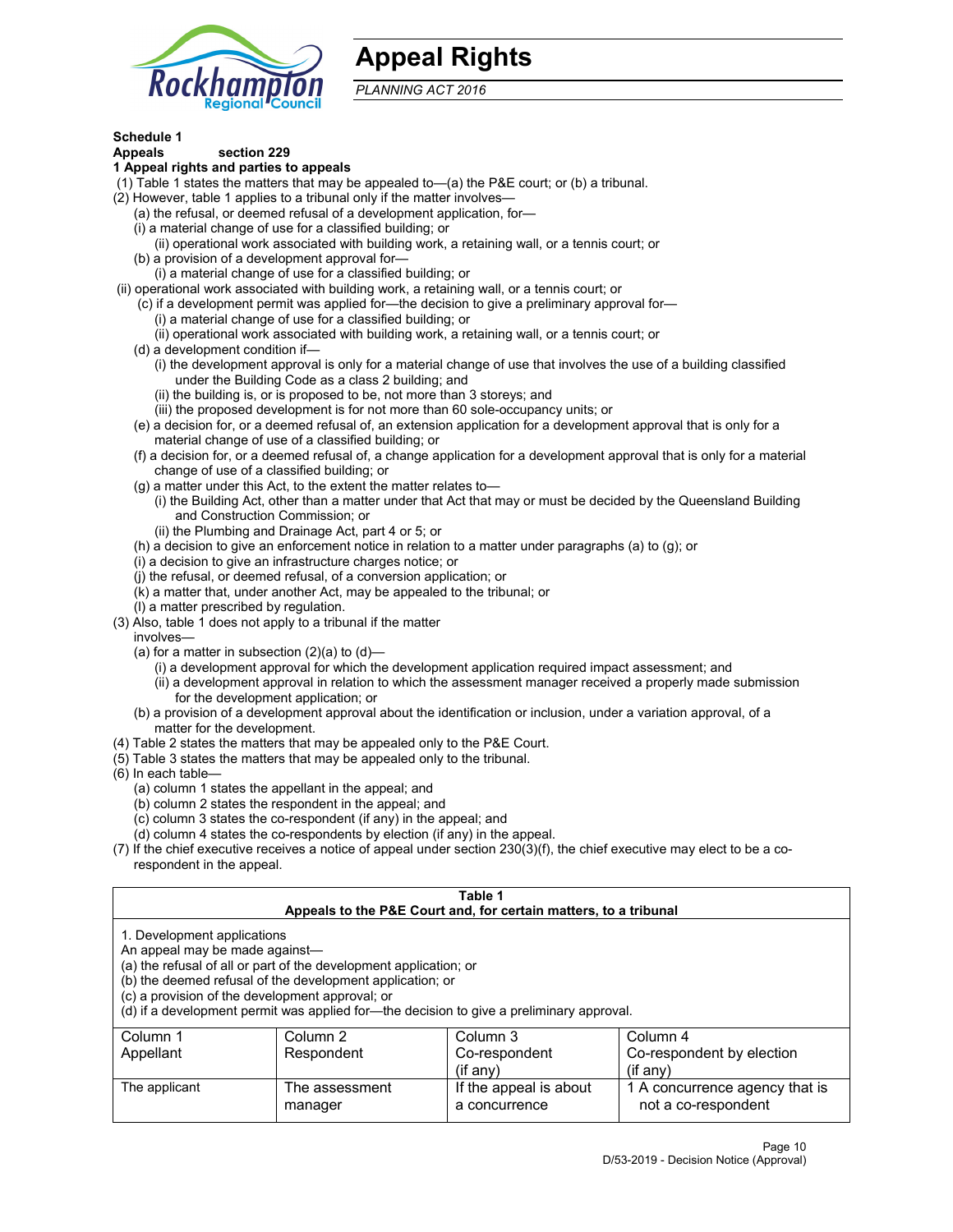# Appeal Rights

*PLANNING ACT 2016*

**Schedule 1**
**Appeals section 229**
**1 Appeal rights and parties to appeals**

(1) Table 1 states the matters that may be appealed to—(a) the P&E court; or (b) a tribunal.
(2) However, table 1 applies to a tribunal only if the matter involves—
 (a) the refusal, or deemed refusal of a development application, for—
 (i) a material change of use for a classified building; or
 (ii) operational work associated with building work, a retaining wall, or a tennis court; or
 (b) a provision of a development approval for—
 (i) a material change of use for a classified building; or
 (ii) operational work associated with building work, a retaining wall, or a tennis court; or
 (c) if a development permit was applied for—the decision to give a preliminary approval for—
 (i) a material change of use for a classified building; or
 (ii) operational work associated with building work, a retaining wall, or a tennis court; or
 (d) a development condition if—
 (i) the development approval is only for a material change of use that involves the use of a building classified under the Building Code as a class 2 building; and
 (ii) the building is, or is proposed to be, not more than 3 storeys; and
 (iii) the proposed development is for not more than 60 sole-occupancy units; or
 (e) a decision for, or a deemed refusal of, an extension application for a development approval that is only for a material change of use of a classified building; or
 (f) a decision for, or a deemed refusal of, a change application for a development approval that is only for a material change of use of a classified building; or
 (g) a matter under this Act, to the extent the matter relates to—
 (i) the Building Act, other than a matter under that Act that may or must be decided by the Queensland Building and Construction Commission; or
 (ii) the Plumbing and Drainage Act, part 4 or 5; or
 (h) a decision to give an enforcement notice in relation to a matter under paragraphs (a) to (g); or
 (i) a decision to give an infrastructure charges notice; or
 (j) the refusal, or deemed refusal, of a conversion application; or
 (k) a matter that, under another Act, may be appealed to the tribunal; or
 (l) a matter prescribed by regulation.
(3) Also, table 1 does not apply to a tribunal if the matter involves—
 (a) for a matter in subsection (2)(a) to (d)—
 (i) a development approval for which the development application required impact assessment; and
 (ii) a development approval in relation to which the assessment manager received a properly made submission for the development application; or
 (b) a provision of a development approval about the identification or inclusion, under a variation approval, of a matter for the development.
(4) Table 2 states the matters that may be appealed only to the P&E Court.
(5) Table 3 states the matters that may be appealed only to the tribunal.
(6) In each table—
 (a) column 1 states the appellant in the appeal; and
 (b) column 2 states the respondent in the appeal; and
 (c) column 3 states the co-respondent (if any) in the appeal; and
 (d) column 4 states the co-respondents by election (if any) in the appeal.
(7) If the chief executive receives a notice of appeal under section 230(3)(f), the chief executive may elect to be a co-respondent in the appeal.

**Table 1**
**Appeals to the P&E Court and, for certain matters, to a tribunal**

1. Development applications
An appeal may be made against—
(a) the refusal of all or part of the development application; or
(b) the deemed refusal of the development application; or
(c) a provision of the development approval; or
(d) if a development permit was applied for—the decision to give a preliminary approval.

| Column 1 Appellant | Column 2 Respondent | Column 3 Co-respondent (if any) | Column 4 Co-respondent by election (if any) |
|---|---|---|---|
| The applicant | The assessment manager | If the appeal is about a concurrence | 1 A concurrence agency that is not a co-respondent |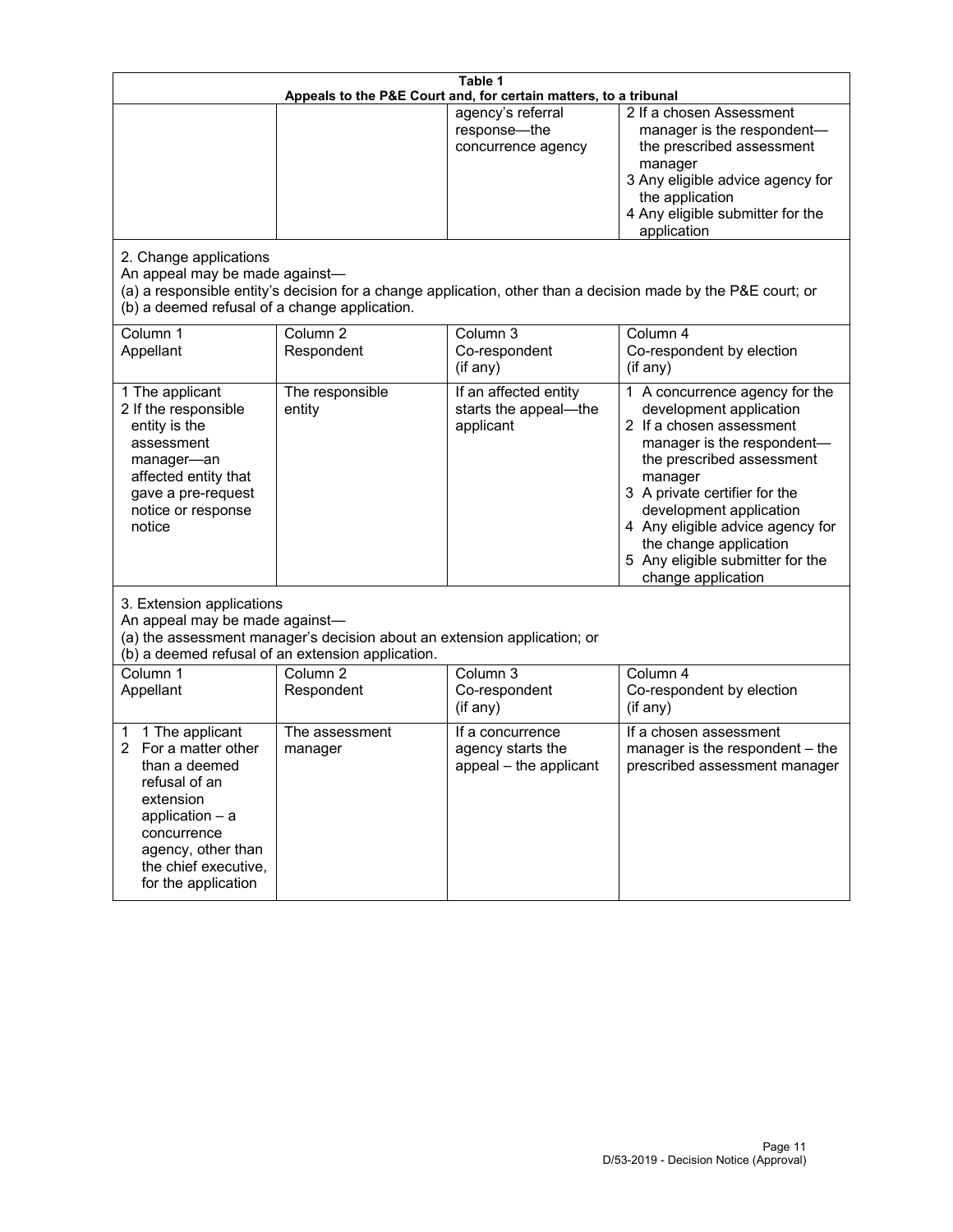**Table 1**
**Appeals to the P&E Court and, for certain matters, to a tribunal**

| | | | |
|---|---|---|---|
| | | agency's referral response—the concurrence agency | 2 If a chosen Assessment manager is the respondent—the prescribed assessment manager<br>3 Any eligible advice agency for the application<br>4 Any eligible submitter for the application |

2. Change applications
An appeal may be made against—
(a) a responsible entity's decision for a change application, other than a decision made by the P&E court; or
(b) a deemed refusal of a change application.

| Column 1<br>Appellant | Column 2<br>Respondent | Column 3<br>Co-respondent<br>(if any) | Column 4<br>Co-respondent by election<br>(if any) |
|---|---|---|---|
| 1 The applicant<br>2 If the responsible entity is the assessment manager—an affected entity that gave a pre-request notice or response notice | The responsible entity | If an affected entity starts the appeal—the applicant | 1 A concurrence agency for the development application<br>2 If a chosen assessment manager is the respondent—the prescribed assessment manager<br>3 A private certifier for the development application<br>4 Any eligible advice agency for the change application<br>5 Any eligible submitter for the change application |

3. Extension applications
An appeal may be made against—
(a) the assessment manager's decision about an extension application; or
(b) a deemed refusal of an extension application.

| Column 1<br>Appellant | Column 2<br>Respondent | Column 3<br>Co-respondent<br>(if any) | Column 4<br>Co-respondent by election<br>(if any) |
|---|---|---|---|
| 1 1 The applicant<br>2 For a matter other than a deemed refusal of an extension application – a concurrence agency, other than the chief executive, for the application | The assessment manager | If a concurrence agency starts the appeal – the applicant | If a chosen assessment manager is the respondent – the prescribed assessment manager |

D/53-2019 - Decision Notice (Approval)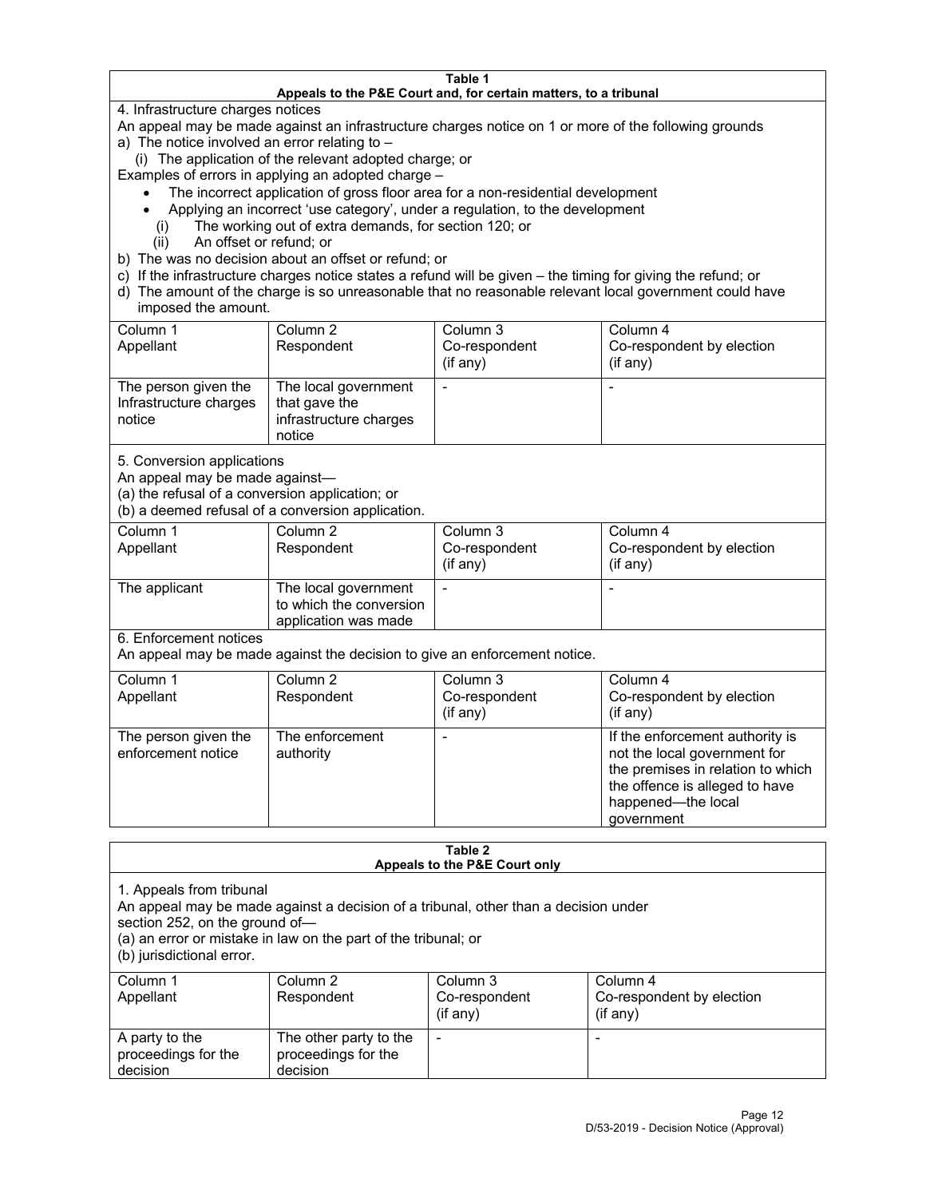**Table 1**
**Appeals to the P&E Court and, for certain matters, to a tribunal**

4. Infrastructure charges notices

An appeal may be made against an infrastructure charges notice on 1 or more of the following grounds

a) The notice involved an error relating to –
   (i) The application of the relevant adopted charge; or

Examples of errors in applying an adopted charge –

- The incorrect application of gross floor area for a non-residential development
- Applying an incorrect 'use category', under a regulation, to the development
  (i) The working out of extra demands, for section 120; or
  (ii) An offset or refund; or

b) The was no decision about an offset or refund; or

c) If the infrastructure charges notice states a refund will be given – the timing for giving the refund; or

d) The amount of the charge is so unreasonable that no reasonable relevant local government could have imposed the amount.

| Column 1<br>Appellant | Column 2<br>Respondent | Column 3<br>Co-respondent<br>(if any) | Column 4<br>Co-respondent by election<br>(if any) |
|---|---|---|---|
| The person given the Infrastructure charges notice | The local government that gave the infrastructure charges notice | - | - |

5. Conversion applications

An appeal may be made against—
(a) the refusal of a conversion application; or
(b) a deemed refusal of a conversion application.

| Column 1<br>Appellant | Column 2<br>Respondent | Column 3<br>Co-respondent<br>(if any) | Column 4<br>Co-respondent by election<br>(if any) |
|---|---|---|---|
| The applicant | The local government to which the conversion application was made | - | - |

6. Enforcement notices

An appeal may be made against the decision to give an enforcement notice.

| Column 1<br>Appellant | Column 2<br>Respondent | Column 3<br>Co-respondent<br>(if any) | Column 4<br>Co-respondent by election<br>(if any) |
|---|---|---|---|
| The person given the enforcement notice | The enforcement authority | - | If the enforcement authority is not the local government for the premises in relation to which the offence is alleged to have happened—the local government |

**Table 2**
**Appeals to the P&E Court only**

1. Appeals from tribunal

An appeal may be made against a decision of a tribunal, other than a decision under section 252, on the ground of—
(a) an error or mistake in law on the part of the tribunal; or
(b) jurisdictional error.

| Column 1<br>Appellant | Column 2<br>Respondent | Column 3<br>Co-respondent<br>(if any) | Column 4<br>Co-respondent by election<br>(if any) |
|---|---|---|---|
| A party to the proceedings for the decision | The other party to the proceedings for the decision | - | - |

D/53-2019 - Decision Notice (Approval)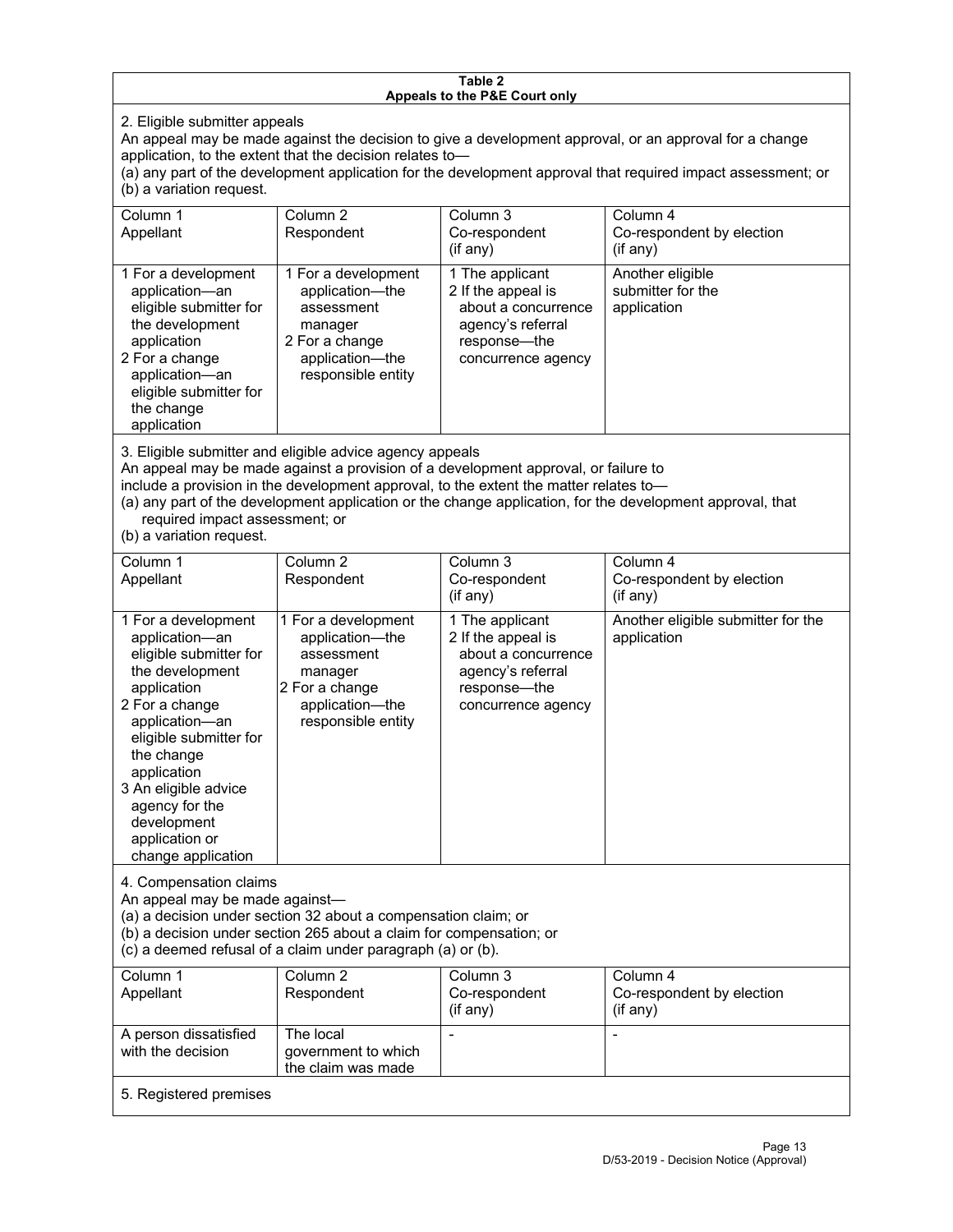**Table 2**
**Appeals to the P&E Court only**

2. Eligible submitter appeals

An appeal may be made against the decision to give a development approval, or an approval for a change application, to the extent that the decision relates to—

(a) any part of the development application for the development approval that required impact assessment; or

(b) a variation request.

| Column 1<br>Appellant | Column 2<br>Respondent | Column 3<br>Co-respondent<br>(if any) | Column 4<br>Co-respondent by election<br>(if any) |
|---|---|---|---|
| 1 For a development application—an eligible submitter for the development application<br>2 For a change application—an eligible submitter for the change application | 1 For a development application—the assessment manager<br>2 For a change application—the responsible entity | 1 The applicant<br>2 If the appeal is about a concurrence agency's referral response—the concurrence agency | Another eligible submitter for the application |

3. Eligible submitter and eligible advice agency appeals

An appeal may be made against a provision of a development approval, or failure to include a provision in the development approval, to the extent the matter relates to—

(a) any part of the development application or the change application, for the development approval, that required impact assessment; or

(b) a variation request.

| Column 1<br>Appellant | Column 2<br>Respondent | Column 3<br>Co-respondent<br>(if any) | Column 4<br>Co-respondent by election<br>(if any) |
|---|---|---|---|
| 1 For a development application—an eligible submitter for the development application<br>2 For a change application—an eligible submitter for the change application<br>3 An eligible advice agency for the development application or change application | 1 For a development application—the assessment manager<br>2 For a change application—the responsible entity | 1 The applicant<br>2 If the appeal is about a concurrence agency's referral response—the concurrence agency | Another eligible submitter for the application |

4. Compensation claims

An appeal may be made against—

(a) a decision under section 32 about a compensation claim; or

(b) a decision under section 265 about a claim for compensation; or

(c) a deemed refusal of a claim under paragraph (a) or (b).

| Column 1<br>Appellant | Column 2<br>Respondent | Column 3<br>Co-respondent<br>(if any) | Column 4<br>Co-respondent by election<br>(if any) |
|---|---|---|---|
| A person dissatisfied with the decision | The local government to which the claim was made | - | - |

5. Registered premises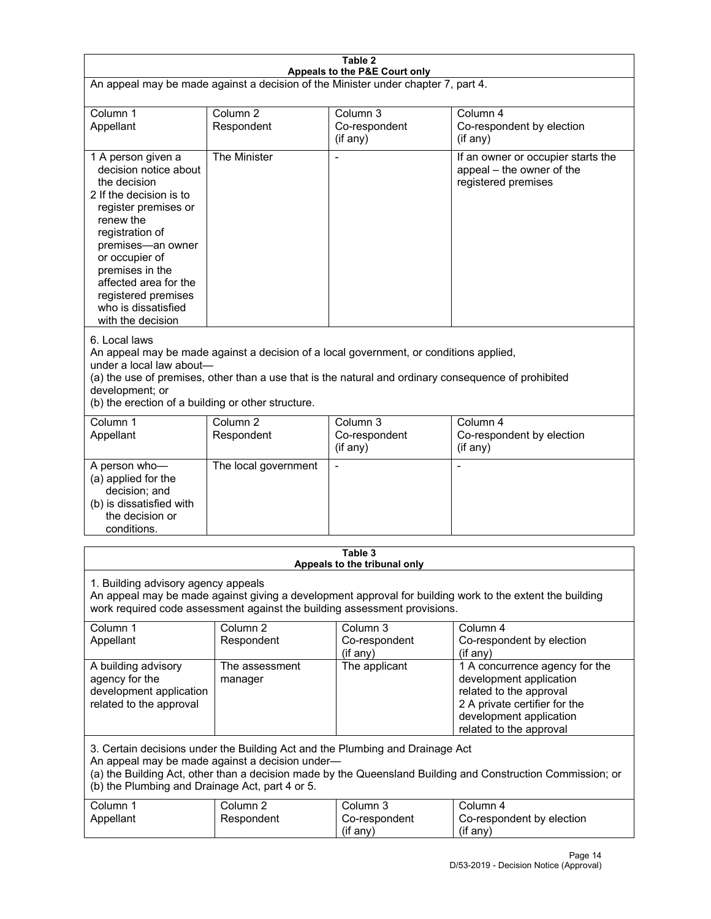**Table 2**
**Appeals to the P&E Court only**

An appeal may be made against a decision of the Minister under chapter 7, part 4.

| Column 1<br>Appellant | Column 2<br>Respondent | Column 3<br>Co-respondent<br>(if any) | Column 4<br>Co-respondent by election<br>(if any) |
|---|---|---|---|
| 1 A person given a decision notice about the decision<br>2 If the decision is to register premises or renew the registration of premises—an owner or occupier of premises in the affected area for the registered premises who is dissatisfied with the decision | The Minister | - | If an owner or occupier starts the appeal – the owner of the registered premises |

6. Local laws
An appeal may be made against a decision of a local government, or conditions applied, under a local law about—
(a) the use of premises, other than a use that is the natural and ordinary consequence of prohibited development; or
(b) the erection of a building or other structure.

| Column 1<br>Appellant | Column 2<br>Respondent | Column 3<br>Co-respondent<br>(if any) | Column 4<br>Co-respondent by election<br>(if any) |
|---|---|---|---|
| A person who—<br>(a) applied for the decision; and<br>(b) is dissatisfied with the decision or conditions. | The local government | - | - |

**Table 3**
**Appeals to the tribunal only**

1. Building advisory agency appeals
An appeal may be made against giving a development approval for building work to the extent the building work required code assessment against the building assessment provisions.

| Column 1<br>Appellant | Column 2<br>Respondent | Column 3<br>Co-respondent<br>(if any) | Column 4<br>Co-respondent by election<br>(if any) |
|---|---|---|---|
| A building advisory agency for the development application related to the approval | The assessment manager | The applicant | 1 A concurrence agency for the development application related to the approval<br>2 A private certifier for the development application related to the approval |

3. Certain decisions under the Building Act and the Plumbing and Drainage Act
An appeal may be made against a decision under—
(a) the Building Act, other than a decision made by the Queensland Building and Construction Commission; or
(b) the Plumbing and Drainage Act, part 4 or 5.

| Column 1<br>Appellant | Column 2<br>Respondent | Column 3<br>Co-respondent<br>(if any) | Column 4<br>Co-respondent by election<br>(if any) |
|---|---|---|---|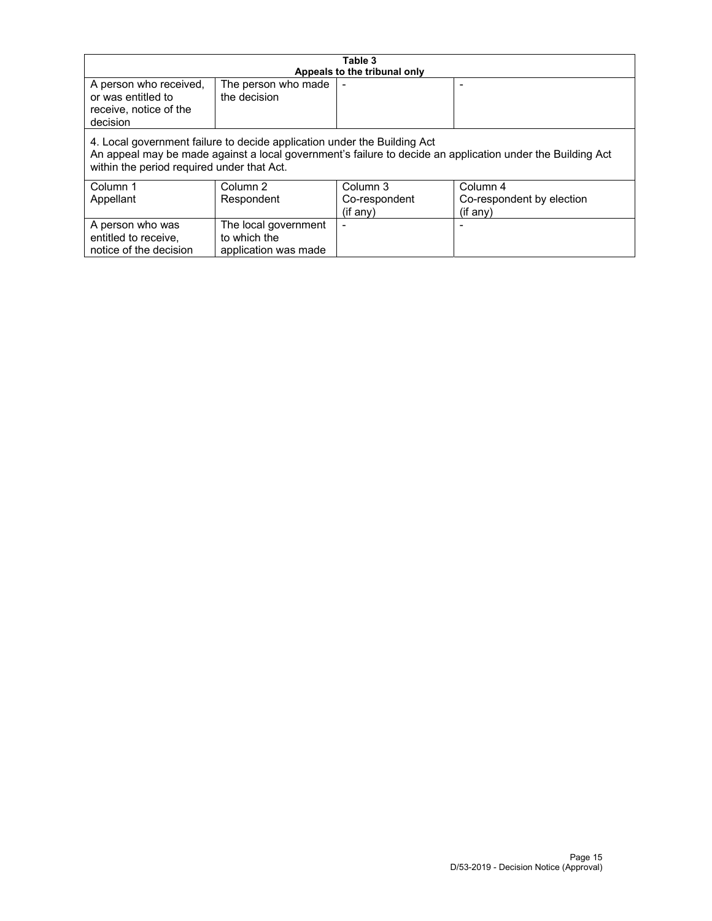**Table 3**
**Appeals to the tribunal only**

| | | | |
|---|---|---|---|
| A person who received, or was entitled to receive, notice of the decision | The person who made the decision | - | - |

4. Local government failure to decide application under the Building Act
An appeal may be made against a local government's failure to decide an application under the Building Act within the period required under that Act.

| Column 1<br>Appellant | Column 2<br>Respondent | Column 3<br>Co-respondent<br>(if any) | Column 4<br>Co-respondent by election<br>(if any) |
|---|---|---|---|
| A person who was entitled to receive, notice of the decision | The local government to which the application was made | - | - |

D/53-2019 - Decision Notice (Approval)